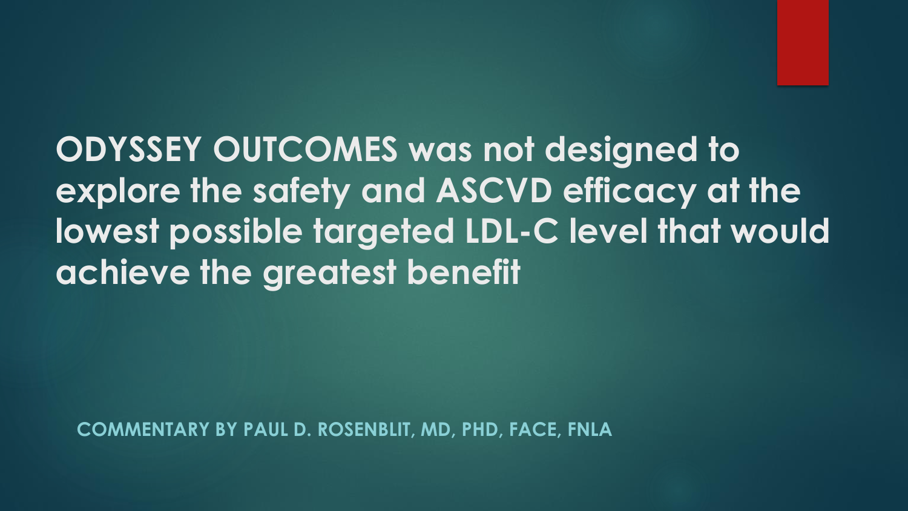# ODYSSEY OUTCOMES was not designed to explore the safety and ASCVD efficacy at the lowest possible targeted LDL-C level that would achieve the greatest benefit

**COMMENTARY BY PAUL D. ROSENBLIT, MD, PHD, FACE, FNLA**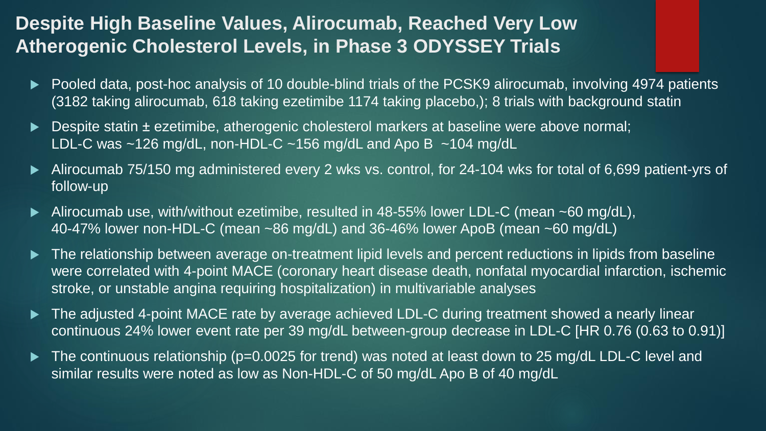# Despite High Baseline Values, Alirocumab, Reached Very Low Atherogenic Cholesterol Levels, in Phase 3 ODYSSEY Trials

- Pooled data, post-hoc analysis of 10 double-blind trials of the PCSK9 alirocumab, involving 4974 patients (3182 taking alirocumab, 618 taking ezetimibe 1174 taking placebo,); 8 trials with background statin
- Despite statin ± ezetimibe, atherogenic cholesterol markers at baseline were above normal; LDL-C was ~126 mg/dL, non-HDL-C ~156 mg/dL and Apo B ~104 mg/dL
- Alirocumab 75/150 mg administered every 2 wks vs. control, for 24-104 wks for total of 6,699 patient-yrs of follow-up
- Alirocumab use, with/without ezetimibe, resulted in 48-55% lower LDL-C (mean ~60 mg/dL), 40-47% lower non-HDL-C (mean ~86 mg/dL) and 36-46% lower ApoB (mean ~60 mg/dL)
- The relationship between average on-treatment lipid levels and percent reductions in lipids from baseline were correlated with 4-point MACE (coronary heart disease death, nonfatal myocardial infarction, ischemic stroke, or unstable angina requiring hospitalization) in multivariable analyses
- The adjusted 4-point MACE rate by average achieved LDL-C during treatment showed a nearly linear continuous 24% lower event rate per 39 mg/dL between-group decrease in LDL-C [HR 0.76 (0.63 to 0.91)]
- The continuous relationship ($p=0.0025$ for trend) was noted at least down to 25 mg/dL LDL-C level and similar results were noted as low as Non-HDL-C of 50 mg/dL Apo B of 40 mg/dL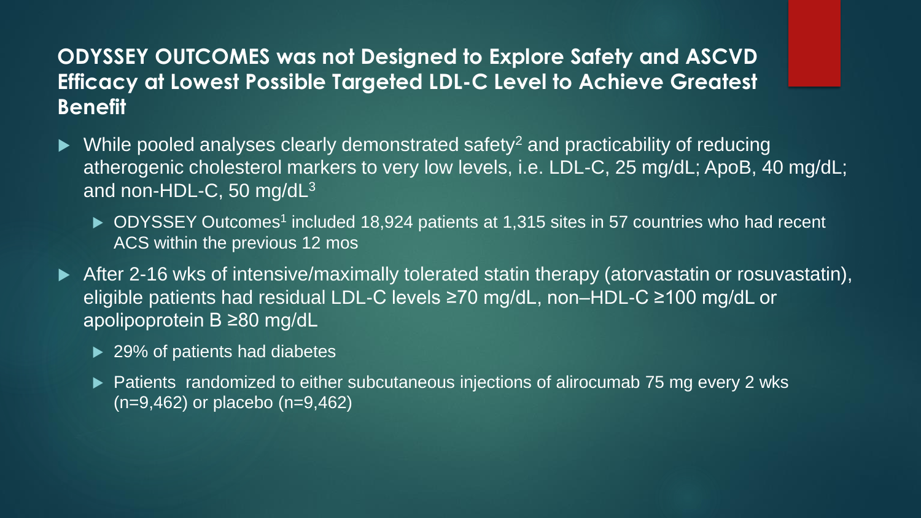## ODYSSEY OUTCOMES was not Designed to Explore Safety and ASCVD Efficacy at Lowest Possible Targeted LDL-C Level to Achieve Greatest Benefit

- While pooled analyses clearly demonstrated safety[2] and practicability of reducing atherogenic cholesterol markers to very low levels, i.e. LDL-C, 25 mg/dL; ApoB, 40 mg/dL; and non-HDL-C, 50 mg/dL[3]
  - ODYSSEY Outcomes[1] included 18,924 patients at 1,315 sites in 57 countries who had recent ACS within the previous 12 mos
- After 2-16 wks of intensive/maximally tolerated statin therapy (atorvastatin or rosuvastatin), eligible patients had residual LDL-C levels ≥70 mg/dL, non–HDL-C ≥100 mg/dL or apolipoprotein B ≥80 mg/dL
  - 29% of patients had diabetes
  - Patients randomized to either subcutaneous injections of alirocumab 75 mg every 2 wks (n=9,462) or placebo (n=9,462)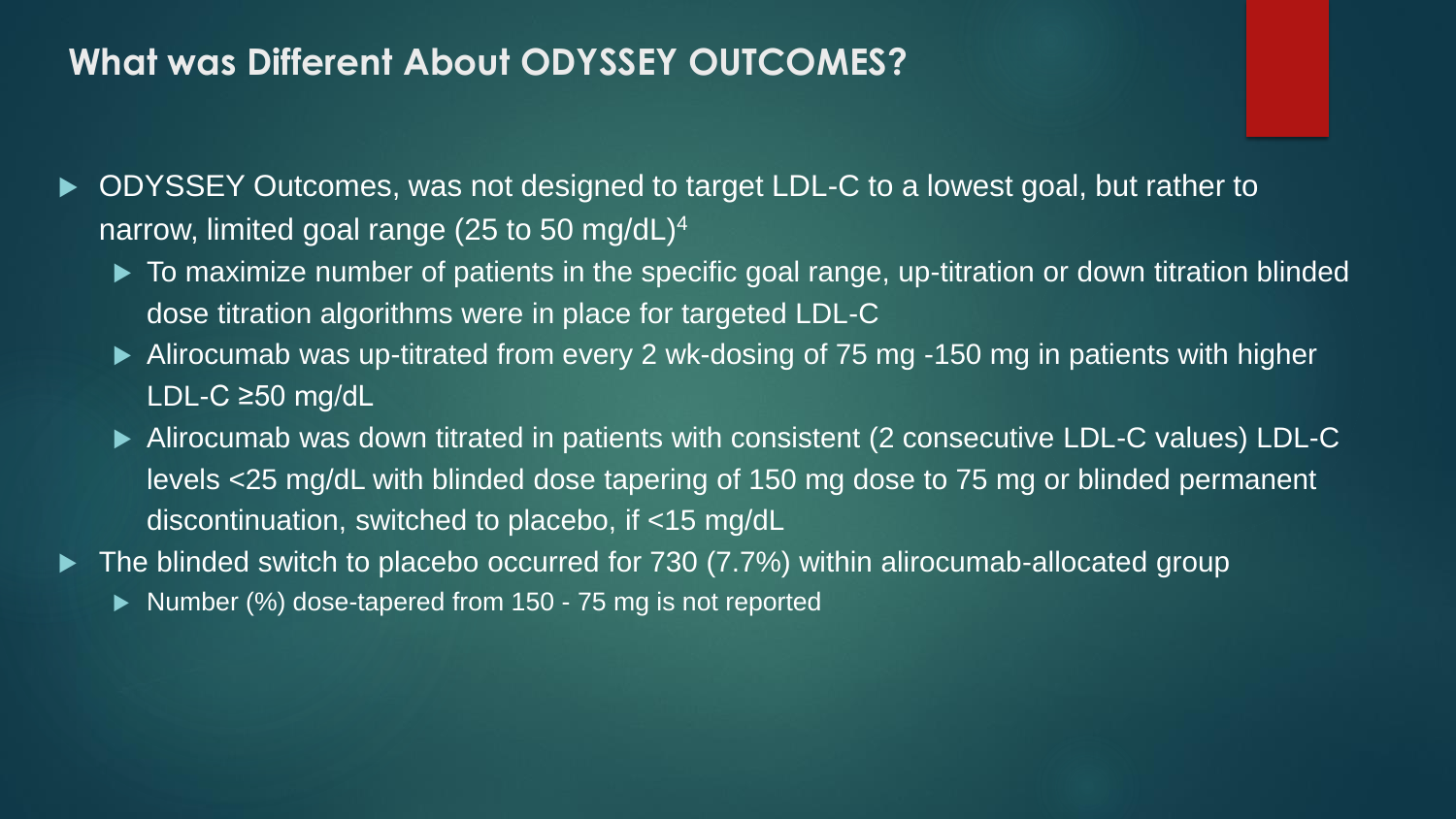## What was Different About ODYSSEY OUTCOMES?

- ODYSSEY Outcomes, was not designed to target LDL-C to a lowest goal, but rather to narrow, limited goal range (25 to 50 mg/dL)[4]
  - To maximize number of patients in the specific goal range, up-titration or down titration blinded dose titration algorithms were in place for targeted LDL-C
  - Alirocumab was up-titrated from every 2 wk-dosing of 75 mg -150 mg in patients with higher LDL-C ≥50 mg/dL
  - Alirocumab was down titrated in patients with consistent (2 consecutive LDL-C values) LDL-C levels <25 mg/dL with blinded dose tapering of 150 mg dose to 75 mg or blinded permanent discontinuation, switched to placebo, if <15 mg/dL
- The blinded switch to placebo occurred for 730 (7.7%) within alirocumab-allocated group
  - Number (%) dose-tapered from 150 - 75 mg is not reported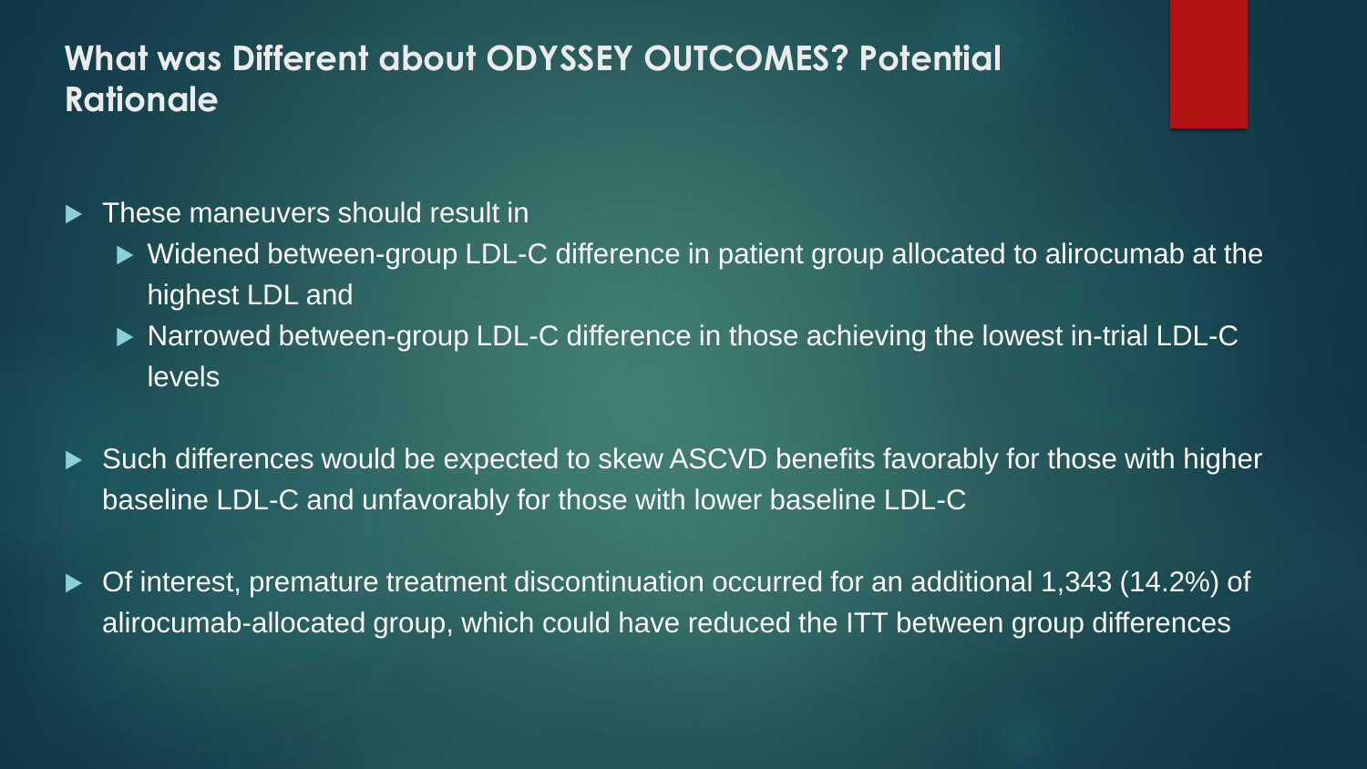## What was Different about ODYSSEY OUTCOMES? Potential Rationale

- These maneuvers should result in
  - Widened between-group LDL-C difference in patient group allocated to alirocumab at the highest LDL and
  - Narrowed between-group LDL-C difference in those achieving the lowest in-trial LDL-C levels
- Such differences would be expected to skew ASCVD benefits favorably for those with higher baseline LDL-C and unfavorably for those with lower baseline LDL-C
- Of interest, premature treatment discontinuation occurred for an additional 1,343 (14.2%) of alirocumab-allocated group, which could have reduced the ITT between group differences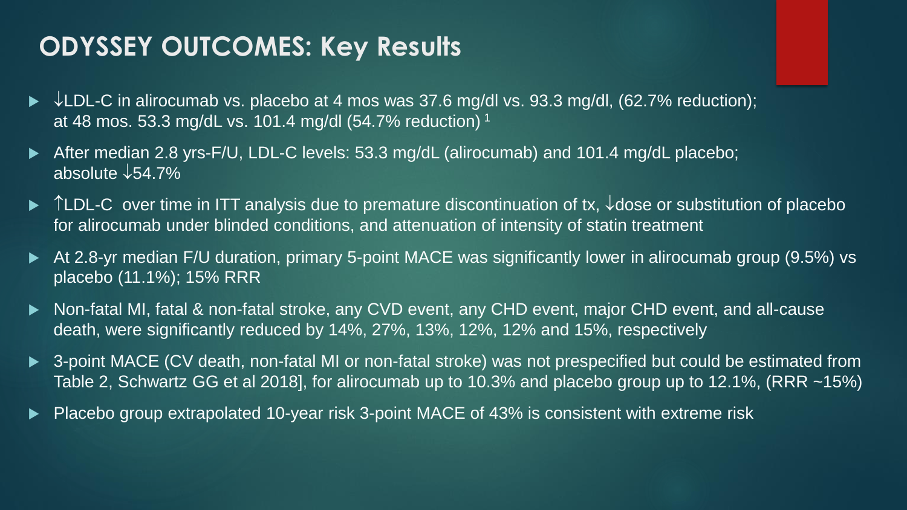# ODYSSEY OUTCOMES: Key Results

- ↓LDL-C in alirocumab vs. placebo at 4 mos was 37.6 mg/dl vs. 93.3 mg/dl, (62.7% reduction); at 48 mos. 53.3 mg/dL vs. 101.4 mg/dl (54.7% reduction) [1]
- After median 2.8 yrs-F/U, LDL-C levels: 53.3 mg/dL (alirocumab) and 101.4 mg/dL placebo; absolute ↓54.7%
- ↑LDL-C over time in ITT analysis due to premature discontinuation of tx, ↓dose or substitution of placebo for alirocumab under blinded conditions, and attenuation of intensity of statin treatment
- At 2.8-yr median F/U duration, primary 5-point MACE was significantly lower in alirocumab group (9.5%) vs placebo (11.1%); 15% RRR
- Non-fatal MI, fatal & non-fatal stroke, any CVD event, any CHD event, major CHD event, and all-cause death, were significantly reduced by 14%, 27%, 13%, 12%, 12% and 15%, respectively
- 3-point MACE (CV death, non-fatal MI or non-fatal stroke) was not prespecified but could be estimated from Table 2, Schwartz GG et al 2018], for alirocumab up to 10.3% and placebo group up to 12.1%, (RRR ~15%)
- Placebo group extrapolated 10-year risk 3-point MACE of 43% is consistent with extreme risk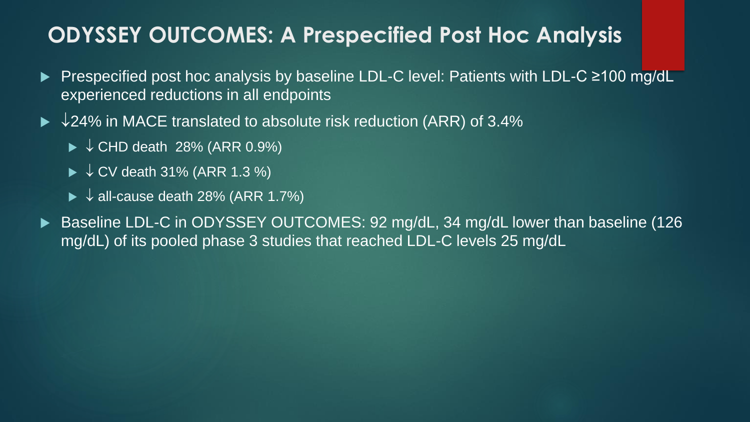# ODYSSEY OUTCOMES: A Prespecified Post Hoc Analysis

- Prespecified post hoc analysis by baseline LDL-C level: Patients with LDL-C ≥100 mg/dL experienced reductions in all endpoints
- ↓24% in MACE translated to absolute risk reduction (ARR) of 3.4%
  - ↓ CHD death 28% (ARR 0.9%)
  - ↓ CV death 31% (ARR 1.3 %)
  - ↓ all-cause death 28% (ARR 1.7%)
- Baseline LDL-C in ODYSSEY OUTCOMES: 92 mg/dL, 34 mg/dL lower than baseline (126 mg/dL) of its pooled phase 3 studies that reached LDL-C levels 25 mg/dL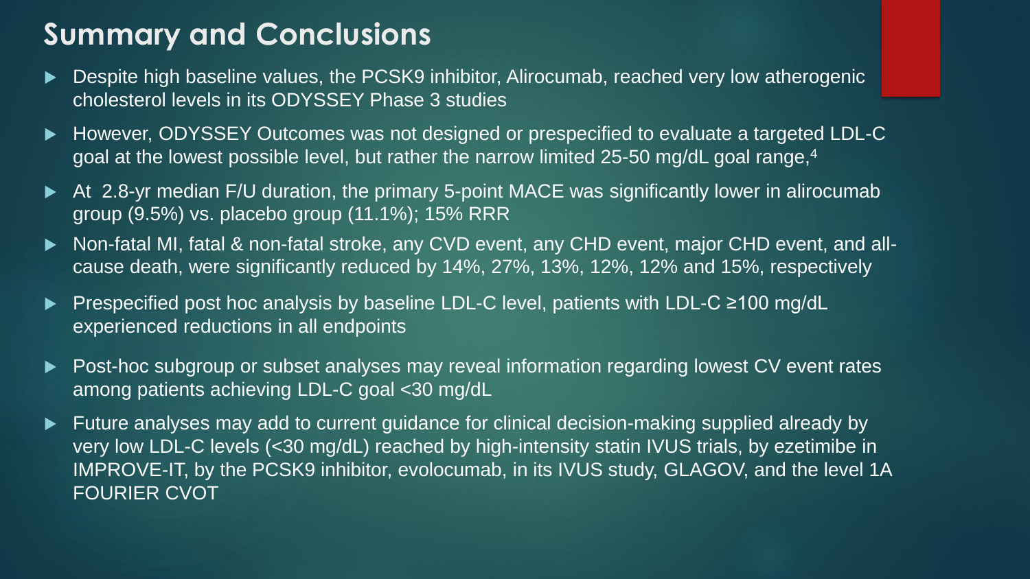## Summary and Conclusions

- Despite high baseline values, the PCSK9 inhibitor, Alirocumab, reached very low atherogenic cholesterol levels in its ODYSSEY Phase 3 studies
- However, ODYSSEY Outcomes was not designed or prespecified to evaluate a targeted LDL-C goal at the lowest possible level, but rather the narrow limited 25-50 mg/dL goal range,[4]
- At 2.8-yr median F/U duration, the primary 5-point MACE was significantly lower in alirocumab group (9.5%) vs. placebo group (11.1%); 15% RRR
- Non-fatal MI, fatal & non-fatal stroke, any CVD event, any CHD event, major CHD event, and all-cause death, were significantly reduced by 14%, 27%, 13%, 12%, 12% and 15%, respectively
- Prespecified post hoc analysis by baseline LDL-C level, patients with LDL-C ≥100 mg/dL experienced reductions in all endpoints
- Post-hoc subgroup or subset analyses may reveal information regarding lowest CV event rates among patients achieving LDL-C goal <30 mg/dL
- Future analyses may add to current guidance for clinical decision-making supplied already by very low LDL-C levels (<30 mg/dL) reached by high-intensity statin IVUS trials, by ezetimibe in IMPROVE-IT, by the PCSK9 inhibitor, evolocumab, in its IVUS study, GLAGOV, and the level 1A FOURIER CVOT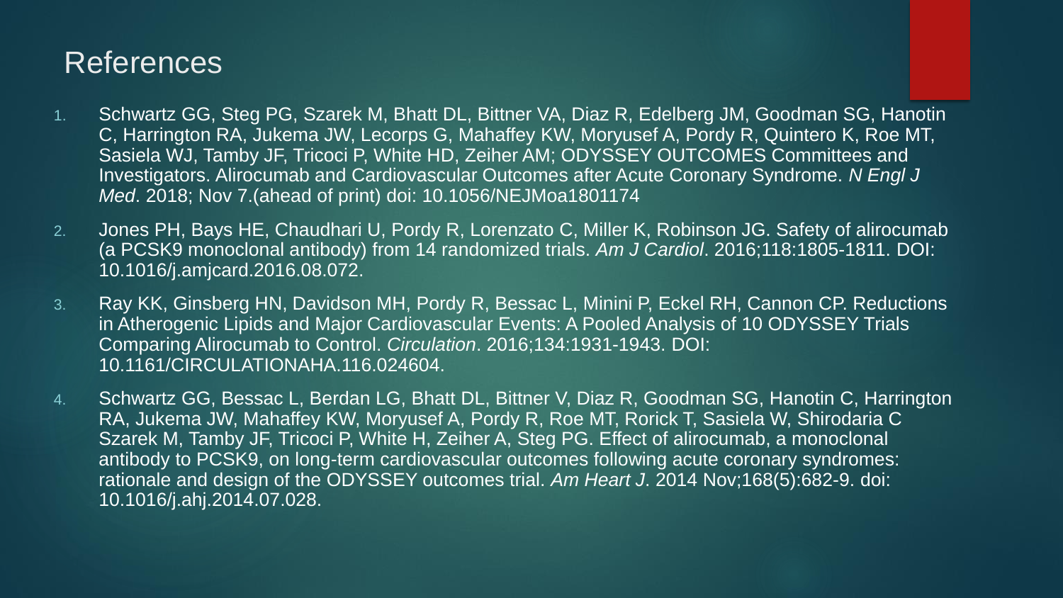# References

1. Schwartz GG, Steg PG, Szarek M, Bhatt DL, Bittner VA, Diaz R, Edelberg JM, Goodman SG, Hanotin C, Harrington RA, Jukema JW, Lecorps G, Mahaffey KW, Moryusef A, Pordy R, Quintero K, Roe MT, Sasiela WJ, Tamby JF, Tricoci P, White HD, Zeiher AM; ODYSSEY OUTCOMES Committees and Investigators. Alirocumab and Cardiovascular Outcomes after Acute Coronary Syndrome. *N Engl J Med*. 2018; Nov 7.(ahead of print) doi: 10.1056/NEJMoa1801174
2. Jones PH, Bays HE, Chaudhari U, Pordy R, Lorenzato C, Miller K, Robinson JG. Safety of alirocumab (a PCSK9 monoclonal antibody) from 14 randomized trials. *Am J Cardiol*. 2016;118:1805-1811. DOI: 10.1016/j.amjcard.2016.08.072.
3. Ray KK, Ginsberg HN, Davidson MH, Pordy R, Bessac L, Minini P, Eckel RH, Cannon CP. Reductions in Atherogenic Lipids and Major Cardiovascular Events: A Pooled Analysis of 10 ODYSSEY Trials Comparing Alirocumab to Control. *Circulation*. 2016;134:1931-1943. DOI: 10.1161/CIRCULATIONAHA.116.024604.
4. Schwartz GG, Bessac L, Berdan LG, Bhatt DL, Bittner V, Diaz R, Goodman SG, Hanotin C, Harrington RA, Jukema JW, Mahaffey KW, Moryusef A, Pordy R, Roe MT, Rorick T, Sasiela W, Shirodaria C Szarek M, Tamby JF, Tricoci P, White H, Zeiher A, Steg PG. Effect of alirocumab, a monoclonal antibody to PCSK9, on long-term cardiovascular outcomes following acute coronary syndromes: rationale and design of the ODYSSEY outcomes trial. *Am Heart J*. 2014 Nov;168(5):682-9. doi: 10.1016/j.ahj.2014.07.028.